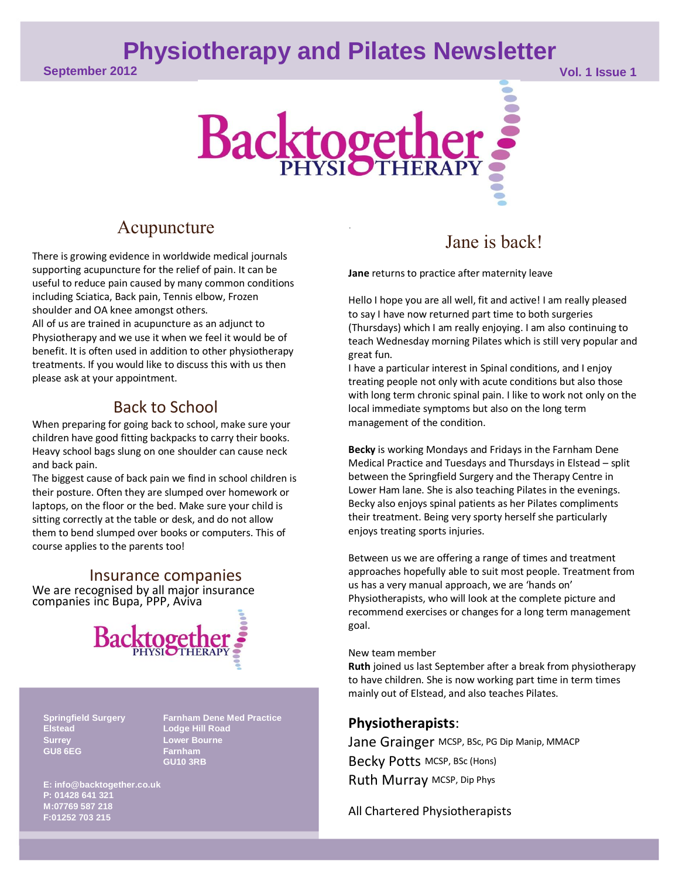# Physiotherapy and Pilates Newsletter

September 2012 — Vol. 1 Issue 1

Backtogether PHYSIOTHERAPY

## Acupuncture

There is growing evidence in worldwide medical journals supporting acupuncture for the relief of pain. It can be useful to reduce pain caused by many common conditions including Sciatica, Back pain, Tennis elbow, Frozen shoulder and OA knee amongst others.
All of us are trained in acupuncture as an adjunct to Physiotherapy and we use it when we feel it would be of benefit. It is often used in addition to other physiotherapy treatments. If you would like to discuss this with us then please ask at your appointment.

## Back to School

When preparing for going back to school, make sure your children have good fitting backpacks to carry their books. Heavy school bags slung on one shoulder can cause neck and back pain.
The biggest cause of back pain we find in school children is their posture. Often they are slumped over homework or laptops, on the floor or the bed. Make sure your child is sitting correctly at the table or desk, and do not allow them to bend slumped over books or computers. This of course applies to the parents too!

## Insurance companies

We are recognised by all major insurance companies inc Bupa, PPP, Aviva

Backtogether PHYSIOTHERAPY

**Springfield Surgery**
**Elstead**
**Surrey**
**GU8 6EG**

**Farnham Dene Med Practice**
**Lodge Hill Road**
**Lower Bourne**
**Farnham**
**GU10 3RB**

**E: info@backtogether.co.uk**
**P: 01428 641 321**
**M:07769 587 218**
**F:01252 703 215**

## Jane is back!

**Jane** returns to practice after maternity leave

Hello I hope you are all well, fit and active! I am really pleased to say I have now returned part time to both surgeries (Thursdays) which I am really enjoying. I am also continuing to teach Wednesday morning Pilates which is still very popular and great fun.
I have a particular interest in Spinal conditions, and I enjoy treating people not only with acute conditions but also those with long term chronic spinal pain. I like to work not only on the local immediate symptoms but also on the long term management of the condition.

**Becky** is working Mondays and Fridays in the Farnham Dene Medical Practice and Tuesdays and Thursdays in Elstead – split between the Springfield Surgery and the Therapy Centre in Lower Ham lane. She is also teaching Pilates in the evenings. Becky also enjoys spinal patients as her Pilates compliments their treatment. Being very sporty herself she particularly enjoys treating sports injuries.

Between us we are offering a range of times and treatment approaches hopefully able to suit most people. Treatment from us has a very manual approach, we are 'hands on' Physiotherapists, who will look at the complete picture and recommend exercises or changes for a long term management goal.

New team member
**Ruth** joined us last September after a break from physiotherapy to have children. She is now working part time in term times mainly out of Elstead, and also teaches Pilates.

**Physiotherapists**:

Jane Grainger MCSP, BSc, PG Dip Manip, MMACP
Becky Potts MCSP, BSc (Hons)
Ruth Murray MCSP, Dip Phys

All Chartered Physiotherapists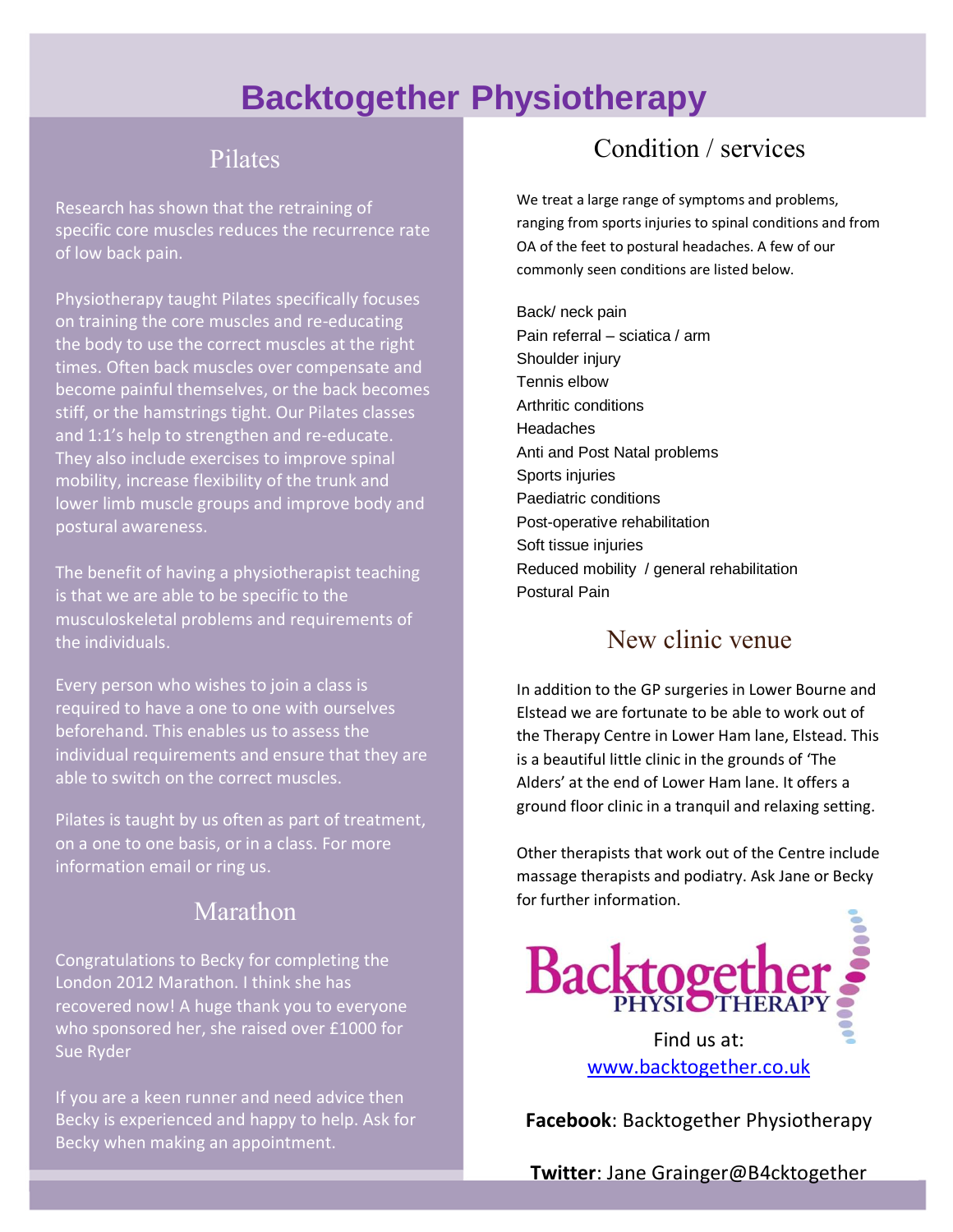# Backtogether Physiotherapy

## Pilates

Research has shown that the retraining of specific core muscles reduces the recurrence rate of low back pain.

Physiotherapy taught Pilates specifically focuses on training the core muscles and re-educating the body to use the correct muscles at the right times. Often back muscles over compensate and become painful themselves, or the back becomes stiff, or the hamstrings tight. Our Pilates classes and 1:1's help to strengthen and re-educate. They also include exercises to improve spinal mobility, increase flexibility of the trunk and lower limb muscle groups and improve body and postural awareness.

The benefit of having a physiotherapist teaching is that we are able to be specific to the musculoskeletal problems and requirements of the individuals.

Every person who wishes to join a class is required to have a one to one with ourselves beforehand. This enables us to assess the individual requirements and ensure that they are able to switch on the correct muscles.

Pilates is taught by us often as part of treatment, on a one to one basis, or in a class. For more information email or ring us.

## Marathon

Congratulations to Becky for completing the London 2012 Marathon. I think she has recovered now! A huge thank you to everyone who sponsored her, she raised over £1000 for Sue Ryder

If you are a keen runner and need advice then Becky is experienced and happy to help. Ask for Becky when making an appointment.

## Condition / services

We treat a large range of symptoms and problems, ranging from sports injuries to spinal conditions and from OA of the feet to postural headaches. A few of our commonly seen conditions are listed below.

Back/ neck pain
Pain referral – sciatica / arm
Shoulder injury
Tennis elbow
Arthritic conditions
Headaches
Anti and Post Natal problems
Sports injuries
Paediatric conditions
Post-operative rehabilitation
Soft tissue injuries
Reduced mobility / general rehabilitation
Postural Pain

## New clinic venue

In addition to the GP surgeries in Lower Bourne and Elstead we are fortunate to be able to work out of the Therapy Centre in Lower Ham lane, Elstead. This is a beautiful little clinic in the grounds of 'The Alders' at the end of Lower Ham lane. It offers a ground floor clinic in a tranquil and relaxing setting.

Other therapists that work out of the Centre include massage therapists and podiatry. Ask Jane or Becky for further information.

Backtogether PHYSIOTHERAPY

Find us at:
www.backtogether.co.uk

**Facebook**: Backtogether Physiotherapy

**Twitter**: Jane Grainger@B4cktogether